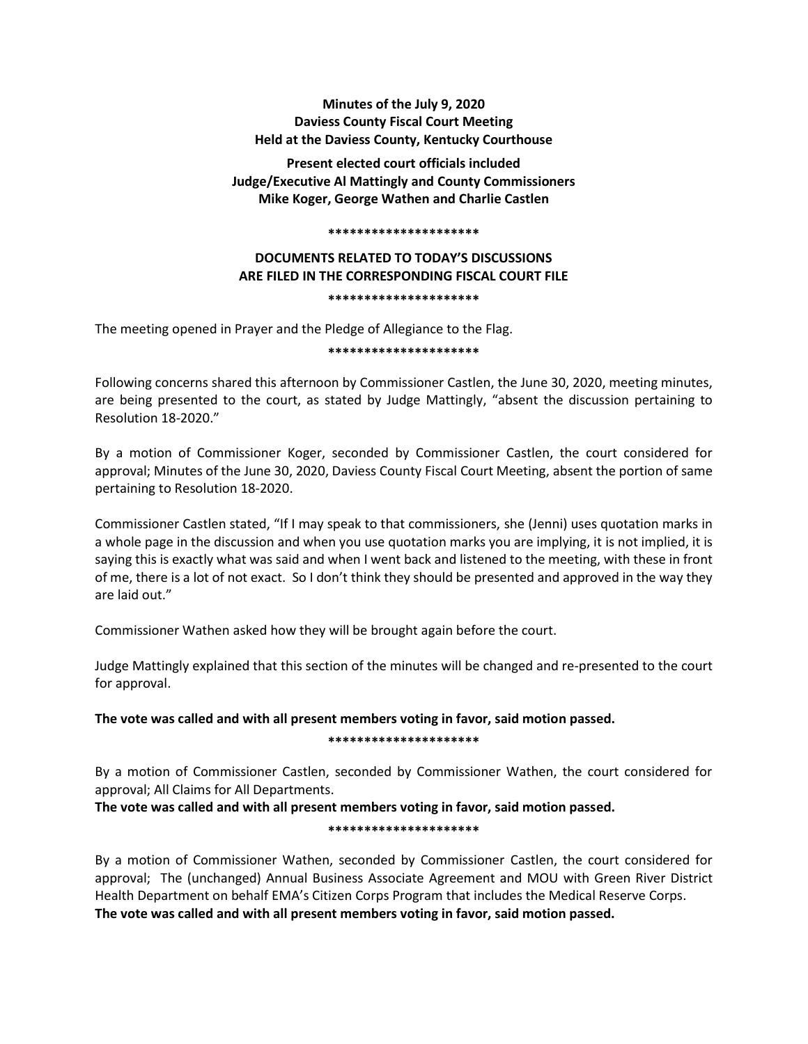**Minutes of the July 9, 2020**
**Daviess County Fiscal Court Meeting**
**Held at the Daviess County, Kentucky Courthouse**

**Present elected court officials included**
**Judge/Executive Al Mattingly and County Commissioners**
**Mike Koger, George Wathen and Charlie Castlen**

**\*\*\*\*\*\*\*\*\*\*\*\*\*\*\*\*\*\*\*\*\***

**DOCUMENTS RELATED TO TODAY'S DISCUSSIONS**
**ARE FILED IN THE CORRESPONDING FISCAL COURT FILE**

**\*\*\*\*\*\*\*\*\*\*\*\*\*\*\*\*\*\*\*\*\***

The meeting opened in Prayer and the Pledge of Allegiance to the Flag.

**\*\*\*\*\*\*\*\*\*\*\*\*\*\*\*\*\*\*\*\*\***

Following concerns shared this afternoon by Commissioner Castlen, the June 30, 2020, meeting minutes, are being presented to the court, as stated by Judge Mattingly, "absent the discussion pertaining to Resolution 18-2020."

By a motion of Commissioner Koger, seconded by Commissioner Castlen, the court considered for approval; Minutes of the June 30, 2020, Daviess County Fiscal Court Meeting, absent the portion of same pertaining to Resolution 18-2020.

Commissioner Castlen stated, "If I may speak to that commissioners, she (Jenni) uses quotation marks in a whole page in the discussion and when you use quotation marks you are implying, it is not implied, it is saying this is exactly what was said and when I went back and listened to the meeting, with these in front of me, there is a lot of not exact. So I don't think they should be presented and approved in the way they are laid out."

Commissioner Wathen asked how they will be brought again before the court.

Judge Mattingly explained that this section of the minutes will be changed and re-presented to the court for approval.

**The vote was called and with all present members voting in favor, said motion passed.**

**\*\*\*\*\*\*\*\*\*\*\*\*\*\*\*\*\*\*\*\*\***

By a motion of Commissioner Castlen, seconded by Commissioner Wathen, the court considered for approval; All Claims for All Departments.

**The vote was called and with all present members voting in favor, said motion passed.**

**\*\*\*\*\*\*\*\*\*\*\*\*\*\*\*\*\*\*\*\*\***

By a motion of Commissioner Wathen, seconded by Commissioner Castlen, the court considered for approval; The (unchanged) Annual Business Associate Agreement and MOU with Green River District Health Department on behalf EMA's Citizen Corps Program that includes the Medical Reserve Corps.

**The vote was called and with all present members voting in favor, said motion passed.**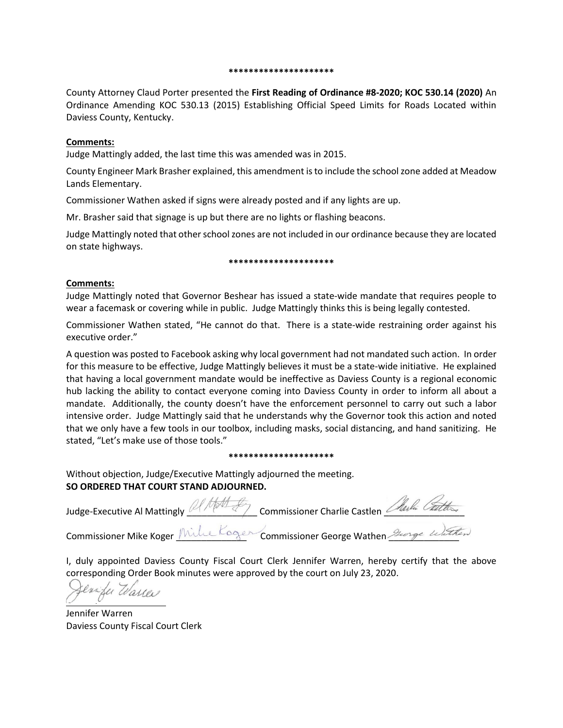********************

County Attorney Claud Porter presented the **First Reading of Ordinance #8-2020; KOC 530.14 (2020)** An Ordinance Amending KOC 530.13 (2015) Establishing Official Speed Limits for Roads Located within Daviess County, Kentucky.

**Comments:**

Judge Mattingly added, the last time this was amended was in 2015.

County Engineer Mark Brasher explained, this amendment is to include the school zone added at Meadow Lands Elementary.

Commissioner Wathen asked if signs were already posted and if any lights are up.

Mr. Brasher said that signage is up but there are no lights or flashing beacons.

Judge Mattingly noted that other school zones are not included in our ordinance because they are located on state highways.

********************

**Comments:**

Judge Mattingly noted that Governor Beshear has issued a state-wide mandate that requires people to wear a facemask or covering while in public. Judge Mattingly thinks this is being legally contested.

Commissioner Wathen stated, "He cannot do that. There is a state-wide restraining order against his executive order."

A question was posted to Facebook asking why local government had not mandated such action. In order for this measure to be effective, Judge Mattingly believes it must be a state-wide initiative. He explained that having a local government mandate would be ineffective as Daviess County is a regional economic hub lacking the ability to contact everyone coming into Daviess County in order to inform all about a mandate. Additionally, the county doesn't have the enforcement personnel to carry out such a labor intensive order. Judge Mattingly said that he understands why the Governor took this action and noted that we only have a few tools in our toolbox, including masks, social distancing, and hand sanitizing. He stated, "Let's make use of those tools."

********************

Without objection, Judge/Executive Mattingly adjourned the meeting.

**SO ORDERED THAT COURT STAND ADJOURNED.**

Judge-Executive Al Mattingly ______________ Commissioner Charlie Castlen ______________

Commissioner Mike Koger ______________ Commissioner George Wathen ______________

I, duly appointed Daviess County Fiscal Court Clerk Jennifer Warren, hereby certify that the above corresponding Order Book minutes were approved by the court on July 23, 2020.

______________

Jennifer Warren
Daviess County Fiscal Court Clerk